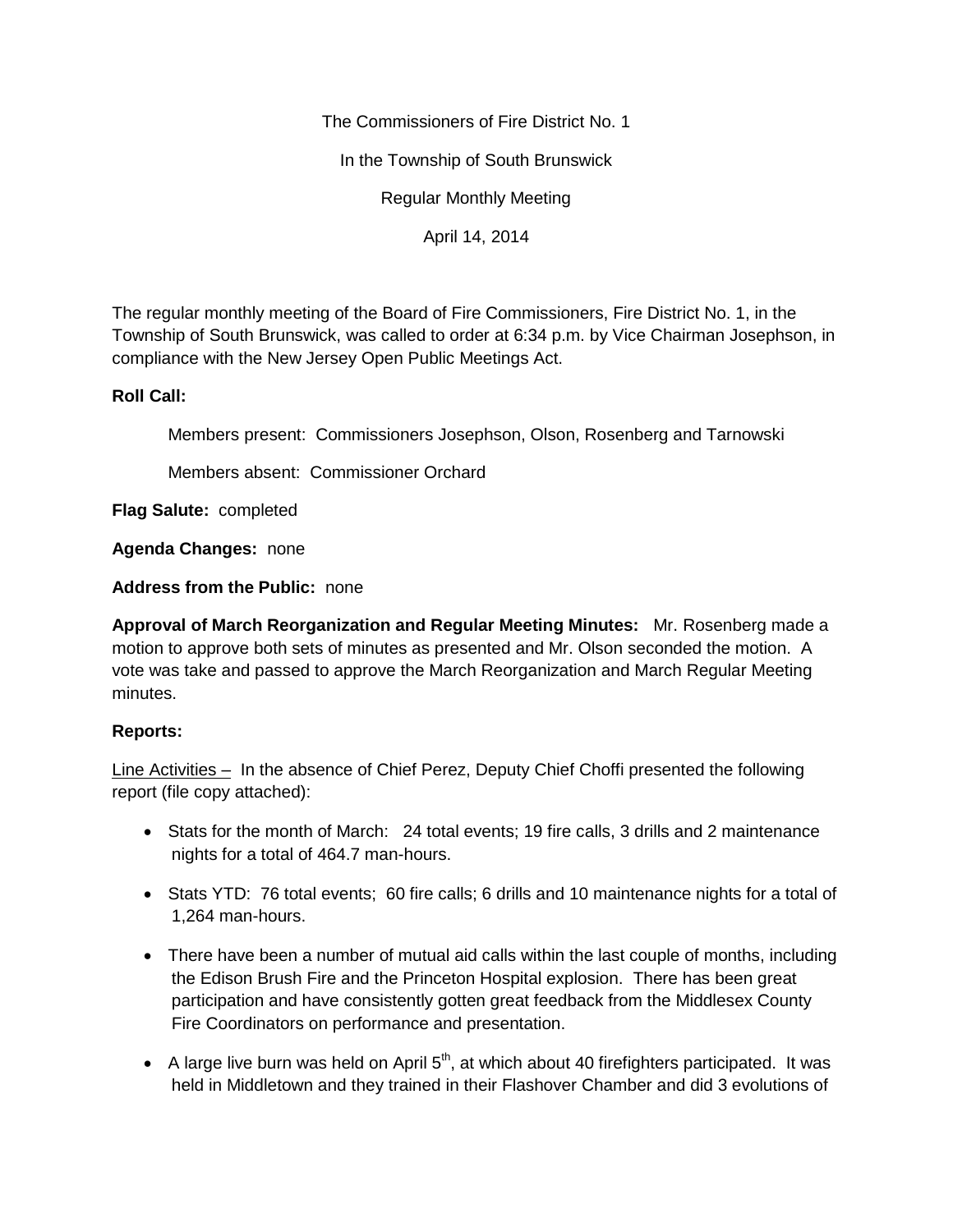The Commissioners of Fire District No. 1

In the Township of South Brunswick

Regular Monthly Meeting

April 14, 2014

The regular monthly meeting of the Board of Fire Commissioners, Fire District No. 1, in the Township of South Brunswick, was called to order at 6:34 p.m. by Vice Chairman Josephson, in compliance with the New Jersey Open Public Meetings Act.

**Roll Call:**

Members present: Commissioners Josephson, Olson, Rosenberg and Tarnowski

Members absent: Commissioner Orchard

**Flag Salute:** completed

**Agenda Changes:** none

**Address from the Public:** none

**Approval of March Reorganization and Regular Meeting Minutes:** Mr. Rosenberg made a motion to approve both sets of minutes as presented and Mr. Olson seconded the motion. A vote was take and passed to approve the March Reorganization and March Regular Meeting minutes.

**Reports:**

Line Activities – In the absence of Chief Perez, Deputy Chief Choffi presented the following report (file copy attached):

- Stats for the month of March: 24 total events; 19 fire calls, 3 drills and 2 maintenance nights for a total of 464.7 man-hours.
- Stats YTD: 76 total events; 60 fire calls; 6 drills and 10 maintenance nights for a total of 1,264 man-hours.
- There have been a number of mutual aid calls within the last couple of months, including the Edison Brush Fire and the Princeton Hospital explosion. There has been great participation and have consistently gotten great feedback from the Middlesex County Fire Coordinators on performance and presentation.
- A large live burn was held on April 5th, at which about 40 firefighters participated. It was held in Middletown and they trained in their Flashover Chamber and did 3 evolutions of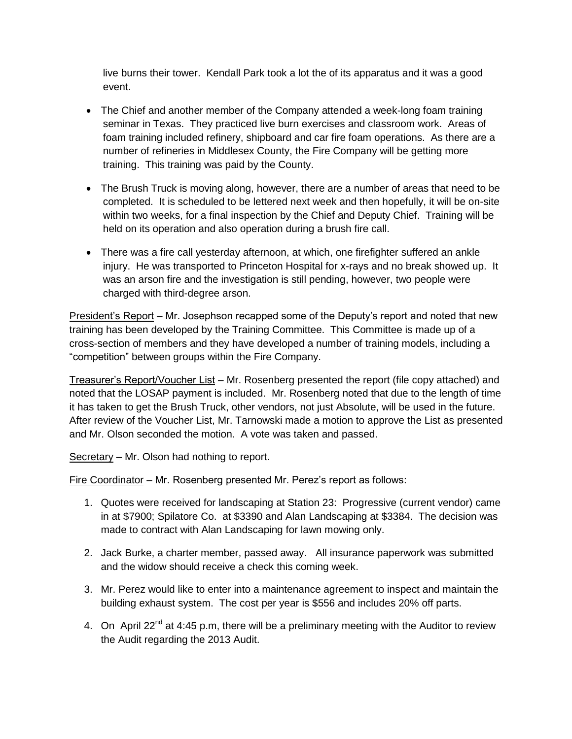live burns their tower. Kendall Park took a lot the of its apparatus and it was a good event.

- The Chief and another member of the Company attended a week-long foam training seminar in Texas. They practiced live burn exercises and classroom work. Areas of foam training included refinery, shipboard and car fire foam operations. As there are a number of refineries in Middlesex County, the Fire Company will be getting more training. This training was paid by the County.

- The Brush Truck is moving along, however, there are a number of areas that need to be completed. It is scheduled to be lettered next week and then hopefully, it will be on-site within two weeks, for a final inspection by the Chief and Deputy Chief. Training will be held on its operation and also operation during a brush fire call.

- There was a fire call yesterday afternoon, at which, one firefighter suffered an ankle injury. He was transported to Princeton Hospital for x-rays and no break showed up. It was an arson fire and the investigation is still pending, however, two people were charged with third-degree arson.

<u>President's Report</u> – Mr. Josephson recapped some of the Deputy's report and noted that new training has been developed by the Training Committee. This Committee is made up of a cross-section of members and they have developed a number of training models, including a "competition" between groups within the Fire Company.

<u>Treasurer's Report/Voucher List</u> – Mr. Rosenberg presented the report (file copy attached) and noted that the LOSAP payment is included. Mr. Rosenberg noted that due to the length of time it has taken to get the Brush Truck, other vendors, not just Absolute, will be used in the future. After review of the Voucher List, Mr. Tarnowski made a motion to approve the List as presented and Mr. Olson seconded the motion. A vote was taken and passed.

<u>Secretary</u> – Mr. Olson had nothing to report.

<u>Fire Coordinator</u> – Mr. Rosenberg presented Mr. Perez's report as follows:

1. Quotes were received for landscaping at Station 23: Progressive (current vendor) came in at $7900; Spilatore Co. at $3390 and Alan Landscaping at $3384. The decision was made to contract with Alan Landscaping for lawn mowing only.

2. Jack Burke, a charter member, passed away. All insurance paperwork was submitted and the widow should receive a check this coming week.

3. Mr. Perez would like to enter into a maintenance agreement to inspect and maintain the building exhaust system. The cost per year is $556 and includes 20% off parts.

4. On April 22nd at 4:45 p.m, there will be a preliminary meeting with the Auditor to review the Audit regarding the 2013 Audit.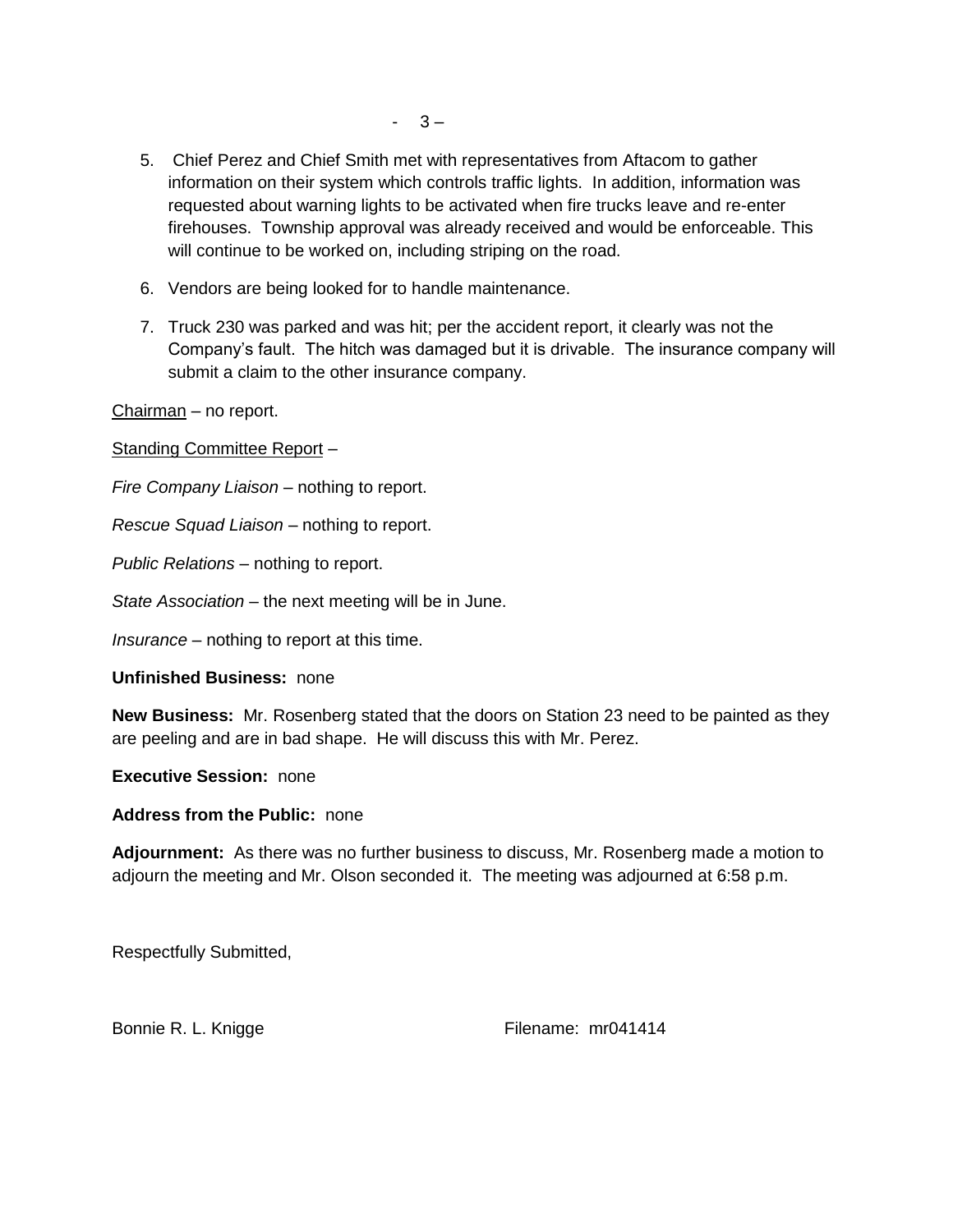5. Chief Perez and Chief Smith met with representatives from Aftacom to gather information on their system which controls traffic lights. In addition, information was requested about warning lights to be activated when fire trucks leave and re-enter firehouses. Township approval was already received and would be enforceable. This will continue to be worked on, including striping on the road.

6. Vendors are being looked for to handle maintenance.

7. Truck 230 was parked and was hit; per the accident report, it clearly was not the Company's fault. The hitch was damaged but it is drivable. The insurance company will submit a claim to the other insurance company.

<u>Chairman</u> – no report.

<u>Standing Committee Report</u> –

*Fire Company Liaison* – nothing to report.

*Rescue Squad Liaison* – nothing to report.

*Public Relations* – nothing to report.

*State Association* – the next meeting will be in June.

*Insurance* – nothing to report at this time.

**Unfinished Business:** none

**New Business:** Mr. Rosenberg stated that the doors on Station 23 need to be painted as they are peeling and are in bad shape. He will discuss this with Mr. Perez.

**Executive Session:** none

**Address from the Public:** none

**Adjournment:** As there was no further business to discuss, Mr. Rosenberg made a motion to adjourn the meeting and Mr. Olson seconded it. The meeting was adjourned at 6:58 p.m.

Respectfully Submitted,

Bonnie R. L. Knigge     Filename: mr041414